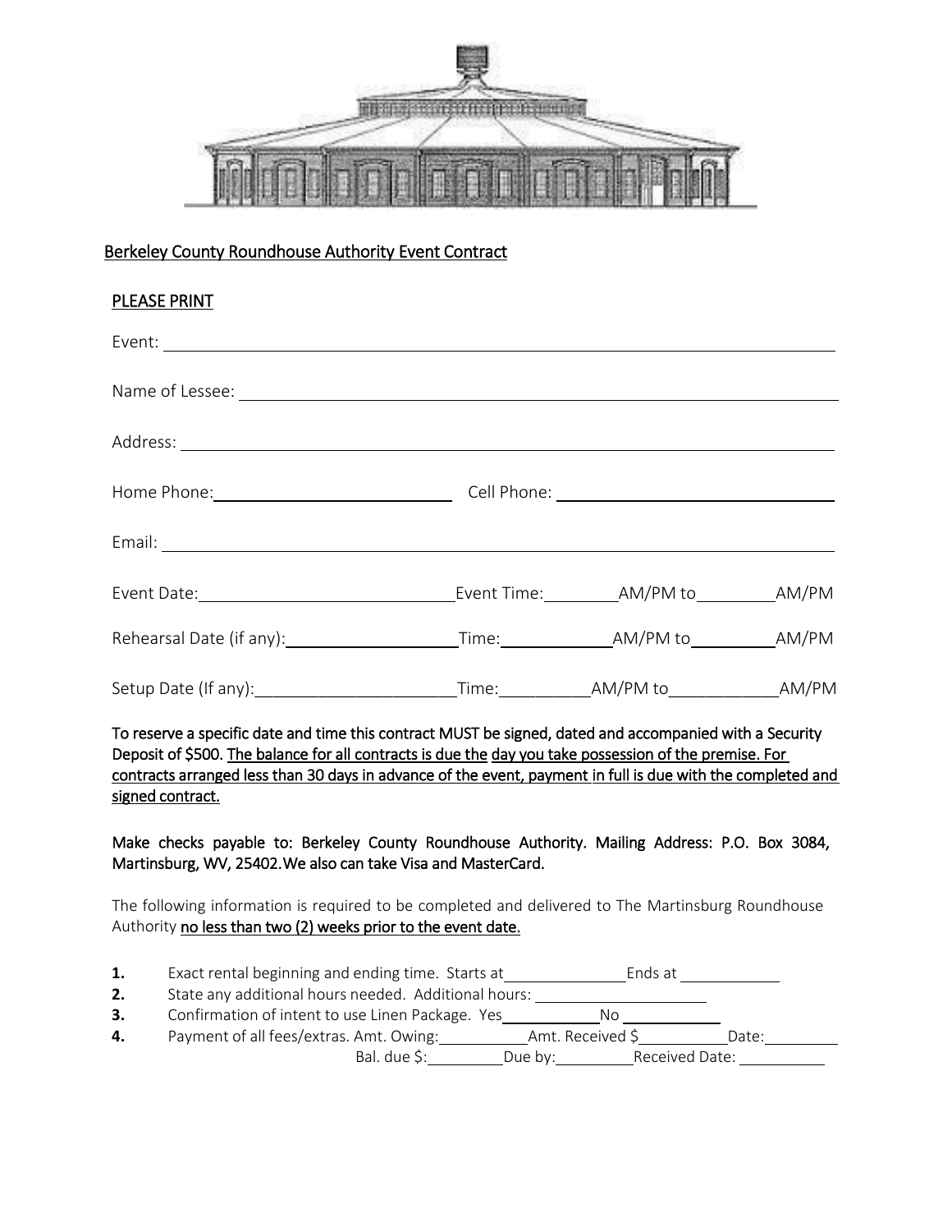## Berkeley County Roundhouse Authority Event Contract

**PLEASE PRINT**

Event: ______________________________________________

Name of Lessee: ______________________________________________

Address: ______________________________________________

Home Phone: ____________________ Cell Phone: ____________________

Email: ______________________________________________

Event Date: ____________________ Event Time: ________ AM/PM to ________ AM/PM

Rehearsal Date (if any): ____________________ Time: ________ AM/PM to ________ AM/PM

Setup Date (If any): ____________________ Time: ________ AM/PM to ________ AM/PM

To reserve a specific date and time this contract MUST be signed, dated and accompanied with a Security Deposit of $500. The balance for all contracts is due the day you take possession of the premise. For contracts arranged less than 30 days in advance of the event, payment in full is due with the completed and signed contract.

Make checks payable to: Berkeley County Roundhouse Authority. Mailing Address: P.O. Box 3084, Martinsburg, WV, 25402.We also can take Visa and MasterCard.

The following information is required to be completed and delivered to The Martinsburg Roundhouse Authority no less than two (2) weeks prior to the event date.

1. Exact rental beginning and ending time. Starts at ____________ Ends at ____________
2. State any additional hours needed. Additional hours: ____________
3. Confirmation of intent to use Linen Package. Yes ________ No ________
4. Payment of all fees/extras. Amt. Owing: ________ Amt. Received $ ________ Date: ________
   Bal. due $: ________ Due by: ________ Received Date: ________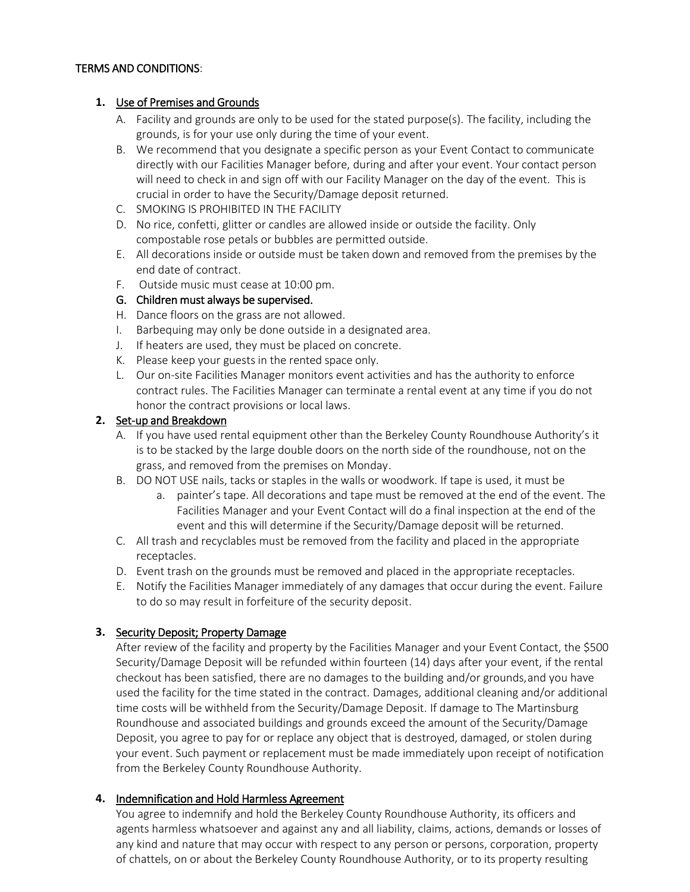TERMS AND CONDITIONS:

1. Use of Premises and Grounds
    A. Facility and grounds are only to be used for the stated purpose(s). The facility, including the grounds, is for your use only during the time of your event.
    B. We recommend that you designate a specific person as your Event Contact to communicate directly with our Facilities Manager before, during and after your event. Your contact person will need to check in and sign off with our Facility Manager on the day of the event. This is crucial in order to have the Security/Damage deposit returned.
    C. SMOKING IS PROHIBITED IN THE FACILITY
    D. No rice, confetti, glitter or candles are allowed inside or outside the facility. Only compostable rose petals or bubbles are permitted outside.
    E. All decorations inside or outside must be taken down and removed from the premises by the end date of contract.
    F. Outside music must cease at 10:00 pm.
    G. **Children must always be supervised.**
    H. Dance floors on the grass are not allowed.
    I. Barbequing may only be done outside in a designated area.
    J. If heaters are used, they must be placed on concrete.
    K. Please keep your guests in the rented space only.
    L. Our on-site Facilities Manager monitors event activities and has the authority to enforce contract rules. The Facilities Manager can terminate a rental event at any time if you do not honor the contract provisions or local laws.
2. Set-up and Breakdown
    A. If you have used rental equipment other than the Berkeley County Roundhouse Authority's it is to be stacked by the large double doors on the north side of the roundhouse, not on the grass, and removed from the premises on Monday.
    B. DO NOT USE nails, tacks or staples in the walls or woodwork. If tape is used, it must be
        a. painter's tape. All decorations and tape must be removed at the end of the event. The Facilities Manager and your Event Contact will do a final inspection at the end of the event and this will determine if the Security/Damage deposit will be returned.
    C. All trash and recyclables must be removed from the facility and placed in the appropriate receptacles.
    D. Event trash on the grounds must be removed and placed in the appropriate receptacles.
    E. Notify the Facilities Manager immediately of any damages that occur during the event. Failure to do so may result in forfeiture of the security deposit.

3. Security Deposit; Property Damage

   After review of the facility and property by the Facilities Manager and your Event Contact, the $500 Security/Damage Deposit will be refunded within fourteen (14) days after your event, if the rental checkout has been satisfied, there are no damages to the building and/or grounds,and you have used the facility for the time stated in the contract. Damages, additional cleaning and/or additional time costs will be withheld from the Security/Damage Deposit. If damage to The Martinsburg Roundhouse and associated buildings and grounds exceed the amount of the Security/Damage Deposit, you agree to pay for or replace any object that is destroyed, damaged, or stolen during your event. Such payment or replacement must be made immediately upon receipt of notification from the Berkeley County Roundhouse Authority.

4. Indemnification and Hold Harmless Agreement

   You agree to indemnify and hold the Berkeley County Roundhouse Authority, its officers and agents harmless whatsoever and against any and all liability, claims, actions, demands or losses of any kind and nature that may occur with respect to any person or persons, corporation, property of chattels, on or about the Berkeley County Roundhouse Authority, or to its property resulting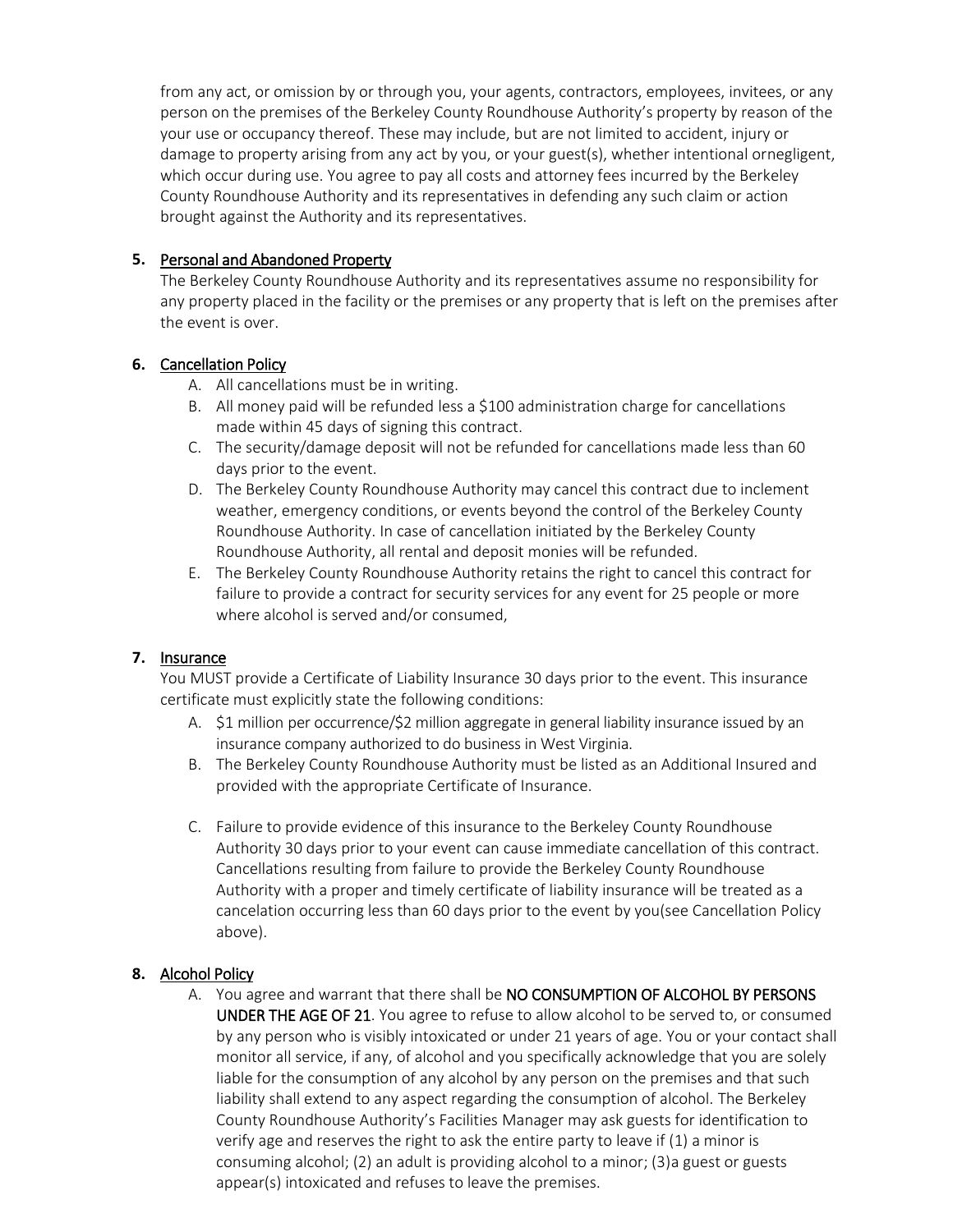from any act, or omission by or through you, your agents, contractors, employees, invitees, or any person on the premises of the Berkeley County Roundhouse Authority's property by reason of the your use or occupancy thereof. These may include, but are not limited to accident, injury or damage to property arising from any act by you, or your guest(s), whether intentional ornegligent, which occur during use. You agree to pay all costs and attorney fees incurred by the Berkeley County Roundhouse Authority and its representatives in defending any such claim or action brought against the Authority and its representatives.

**5.** <u>Personal and Abandoned Property</u>

The Berkeley County Roundhouse Authority and its representatives assume no responsibility for any property placed in the facility or the premises or any property that is left on the premises after the event is over.

**6.** <u>Cancellation Policy</u>

A. All cancellations must be in writing.
B. All money paid will be refunded less a $100 administration charge for cancellations made within 45 days of signing this contract.
C. The security/damage deposit will not be refunded for cancellations made less than 60 days prior to the event.
D. The Berkeley County Roundhouse Authority may cancel this contract due to inclement weather, emergency conditions, or events beyond the control of the Berkeley County Roundhouse Authority. In case of cancellation initiated by the Berkeley County Roundhouse Authority, all rental and deposit monies will be refunded.
E. The Berkeley County Roundhouse Authority retains the right to cancel this contract for failure to provide a contract for security services for any event for 25 people or more where alcohol is served and/or consumed,

**7.** <u>Insurance</u>

You MUST provide a Certificate of Liability Insurance 30 days prior to the event. This insurance certificate must explicitly state the following conditions:

A. $1 million per occurrence/$2 million aggregate in general liability insurance issued by an insurance company authorized to do business in West Virginia.
B. The Berkeley County Roundhouse Authority must be listed as an Additional Insured and provided with the appropriate Certificate of Insurance.
C. Failure to provide evidence of this insurance to the Berkeley County Roundhouse Authority 30 days prior to your event can cause immediate cancellation of this contract. Cancellations resulting from failure to provide the Berkeley County Roundhouse Authority with a proper and timely certificate of liability insurance will be treated as a cancelation occurring less than 60 days prior to the event by you(see Cancellation Policy above).

**8.** <u>Alcohol Policy</u>

A. You agree and warrant that there shall be **NO CONSUMPTION OF ALCOHOL BY PERSONS UNDER THE AGE OF 21**. You agree to refuse to allow alcohol to be served to, or consumed by any person who is visibly intoxicated or under 21 years of age. You or your contact shall monitor all service, if any, of alcohol and you specifically acknowledge that you are solely liable for the consumption of any alcohol by any person on the premises and that such liability shall extend to any aspect regarding the consumption of alcohol. The Berkeley County Roundhouse Authority's Facilities Manager may ask guests for identification to verify age and reserves the right to ask the entire party to leave if (1) a minor is consuming alcohol; (2) an adult is providing alcohol to a minor; (3)a guest or guests appear(s) intoxicated and refuses to leave the premises.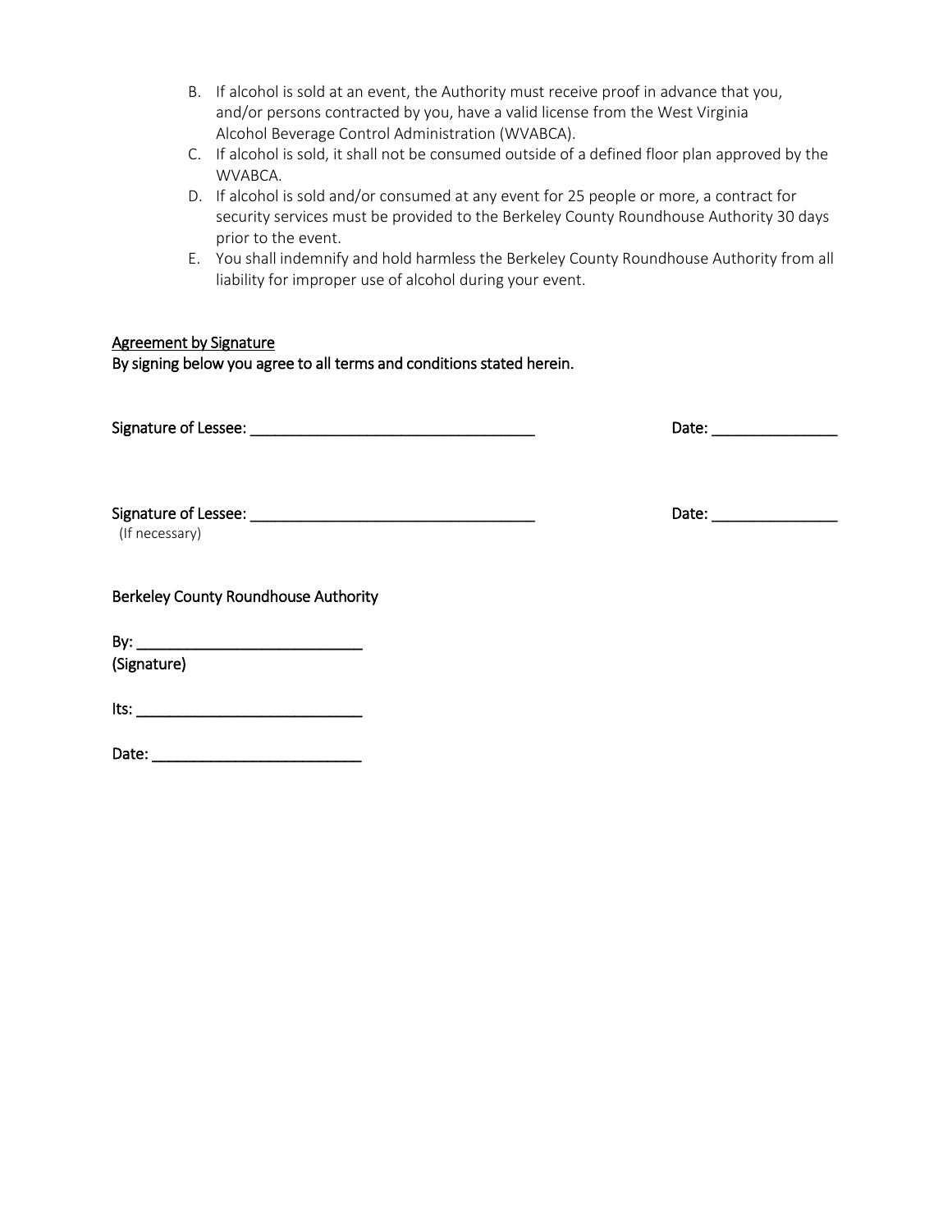B. If alcohol is sold at an event, the Authority must receive proof in advance that you, and/or persons contracted by you, have a valid license from the West Virginia Alcohol Beverage Control Administration (WVABCA).
C. If alcohol is sold, it shall not be consumed outside of a defined floor plan approved by the WVABCA.
D. If alcohol is sold and/or consumed at any event for 25 people or more, a contract for security services must be provided to the Berkeley County Roundhouse Authority 30 days prior to the event.
E. You shall indemnify and hold harmless the Berkeley County Roundhouse Authority from all liability for improper use of alcohol during your event.

<u>Agreement by Signature</u>

By signing below you agree to all terms and conditions stated herein.

Signature of Lessee: ___________________________________ Date: _______________

Signature of Lessee: ___________________________________ Date: _______________
(If necessary)

Berkeley County Roundhouse Authority

By: ___________________________
(Signature)

Its: ___________________________

Date: _________________________